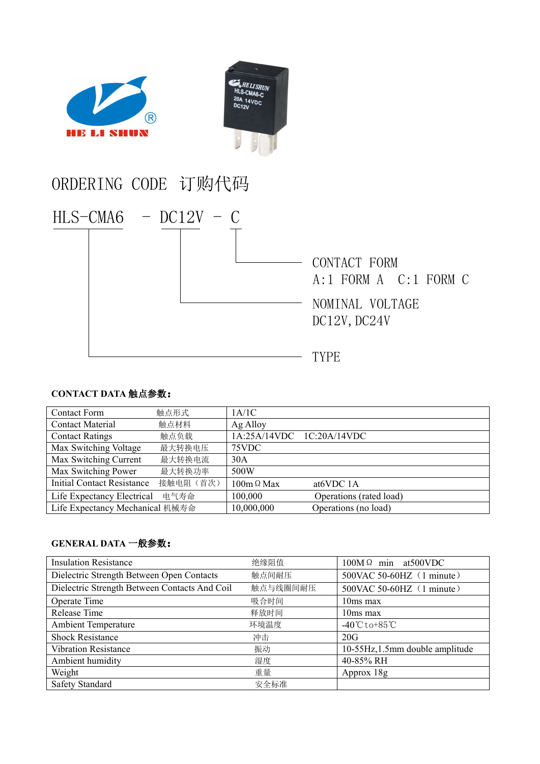HE LI SHUN

## ORDERING CODE 订购代码

HLS-CMA6 - DC12V - C

- C: CONTACT FORM — A:1 FORM A  C:1 FORM C
- DC12V: NOMINAL VOLTAGE — DC12V, DC24V
- HLS-CMA6: TYPE

### CONTACT DATA 触点参数：

| Contact Form 触点形式 | 1A/1C | |
|---|---|---|
| Contact Material 触点材料 | Ag Alloy | |
| Contact Ratings 触点负载 | 1A:25A/14VDC  1C:20A/14VDC | |
| Max Switching Voltage 最大转换电压 | 75VDC | |
| Max Switching Current 最大转换电流 | 30A | |
| Max Switching Power 最大转换功率 | 500W | |
| Initial Contact Resistance 接触电阻（首次） | 100mΩ Max | at6VDC 1A |
| Life Expectancy Electrical 电气寿命 | 100,000 | Operations (rated load) |
| Life Expectancy Mechanical 机械寿命 | 10,000,000 | Operations (no load) |

### GENERAL DATA 一般参数：

| Insulation Resistance | 绝缘阻值 | 100MΩ min at500VDC |
|---|---|---|
| Dielectric Strength Between Open Contacts | 触点间耐压 | 500VAC 50-60HZ（1 minute） |
| Dielectric Strength Between Contacts And Coil | 触点与线圈间耐压 | 500VAC 50-60HZ（1 minute） |
| Operate Time | 吸合时间 | 10ms max |
| Release Time | 释放时间 | 10ms max |
| Ambient Temperature | 环境温度 | -40℃to+85℃ |
| Shock Resistance | 冲击 | 20G |
| Vibration Resistance | 振动 | 10-55Hz,1.5mm double amplitude |
| Ambient humidity | 湿度 | 40-85% RH |
| Weight | 重量 | Approx 18g |
| Safety Standard | 安全标准 | |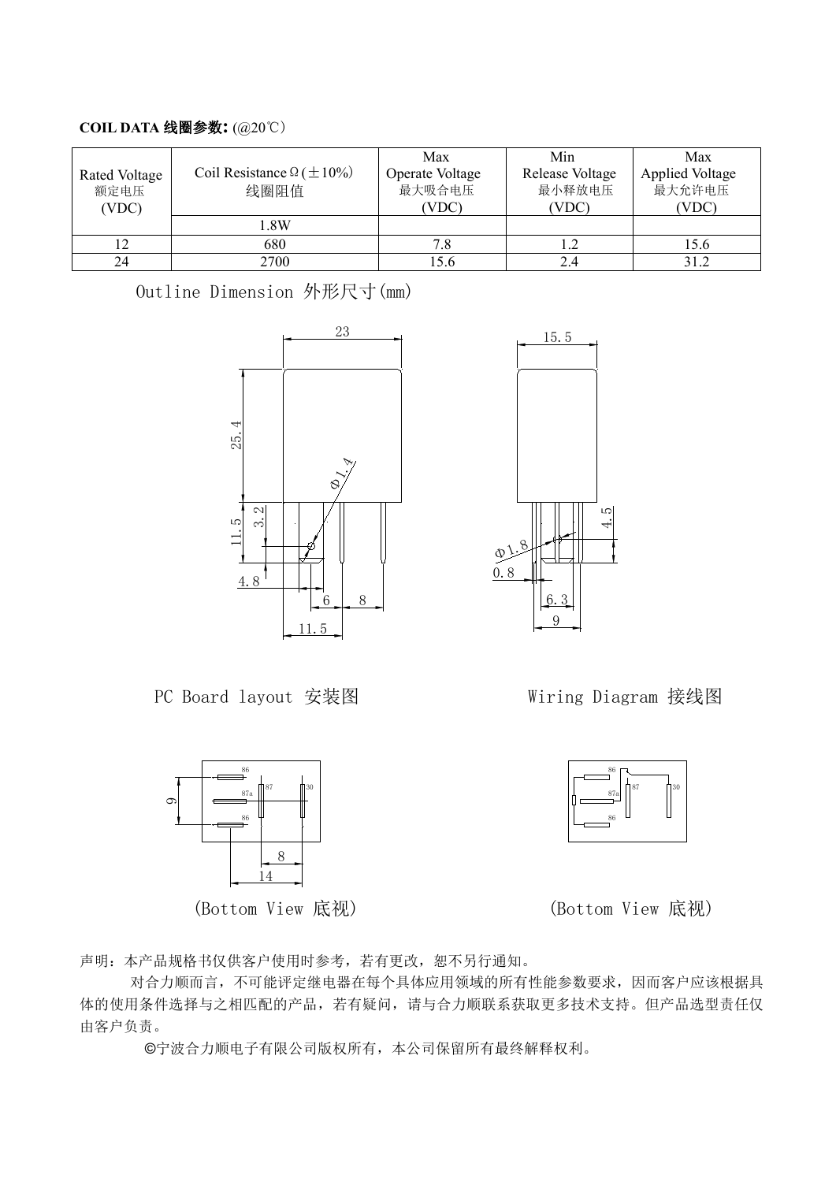**COIL DATA 线圈参数:** (@20℃)

| Rated Voltage 额定电压 (VDC) | Coil Resistance Ω(±10%) 线圈阻值 | Max Operate Voltage 最大吸合电压 (VDC) | Min Release Voltage 最小释放电压 (VDC) | Max Applied Voltage 最大允许电压 (VDC) |
|---|---|---|---|---|
| | 1.8W | | | |
| 12 | 680 | 7.8 | 1.2 | 15.6 |
| 24 | 2700 | 15.6 | 2.4 | 31.2 |

Outline Dimension 外形尺寸(mm)

23
25.4
Φ1.4
11.5
3.2
4.8
6
8
11.5

15.5
4.5
Φ1.8
0.8
6.3
9

PC Board layout 安装图

86
87a
87
30
86
9
8
14

(Bottom View 底视)

Wiring Diagram 接线图

86
87a
87
30
86

(Bottom View 底视)

声明：本产品规格书仅供客户使用时参考，若有更改，恕不另行通知。

对合力顺而言，不可能评定继电器在每个具体应用领域的所有性能参数要求，因而客户应该根据具体的使用条件选择与之相匹配的产品，若有疑问，请与合力顺联系获取更多技术支持。但产品选型责任仅由客户负责。

©宁波合力顺电子有限公司版权所有，本公司保留所有最终解释权利。